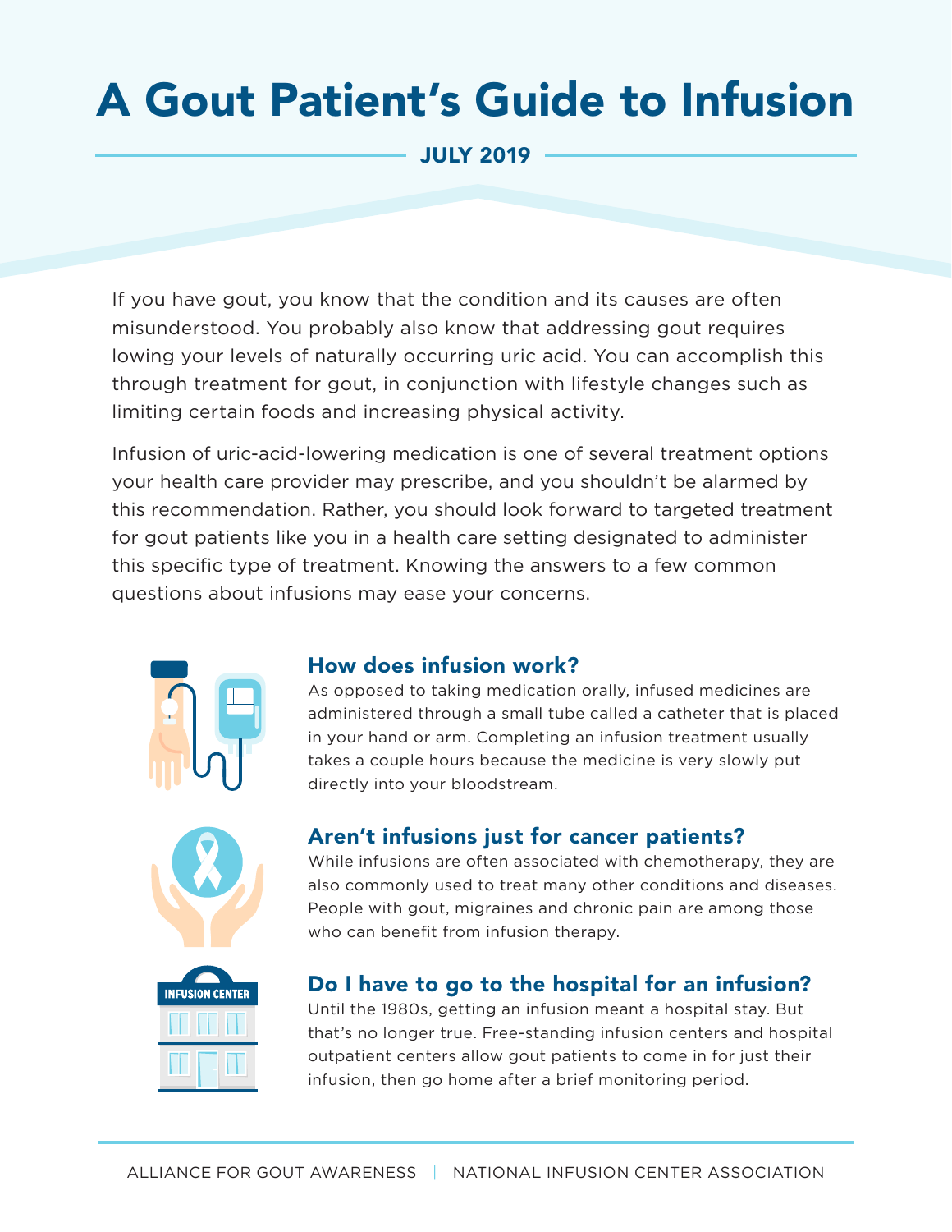# A Gout Patient's Guide to Infusion

**JULY 2019**

If you have gout, you know that the condition and its causes are often misunderstood. You probably also know that addressing gout requires lowing your levels of naturally occurring uric acid. You can accomplish this through treatment for gout, in conjunction with lifestyle changes such as limiting certain foods and increasing physical activity.

Infusion of uric-acid-lowering medication is one of several treatment options your health care provider may prescribe, and you shouldn't be alarmed by this recommendation. Rather, you should look forward to targeted treatment for gout patients like you in a health care setting designated to administer this specific type of treatment. Knowing the answers to a few common questions about infusions may ease your concerns.

## How does infusion work?

As opposed to taking medication orally, infused medicines are administered through a small tube called a catheter that is placed in your hand or arm. Completing an infusion treatment usually takes a couple hours because the medicine is very slowly put directly into your bloodstream.

## Aren't infusions just for cancer patients?

While infusions are often associated with chemotherapy, they are also commonly used to treat many other conditions and diseases. People with gout, migraines and chronic pain are among those who can benefit from infusion therapy.

## Do I have to go to the hospital for an infusion?

Until the 1980s, getting an infusion meant a hospital stay. But that's no longer true. Free-standing infusion centers and hospital outpatient centers allow gout patients to come in for just their infusion, then go home after a brief monitoring period.

ALLIANCE FOR GOUT AWARENESS | NATIONAL INFUSION CENTER ASSOCIATION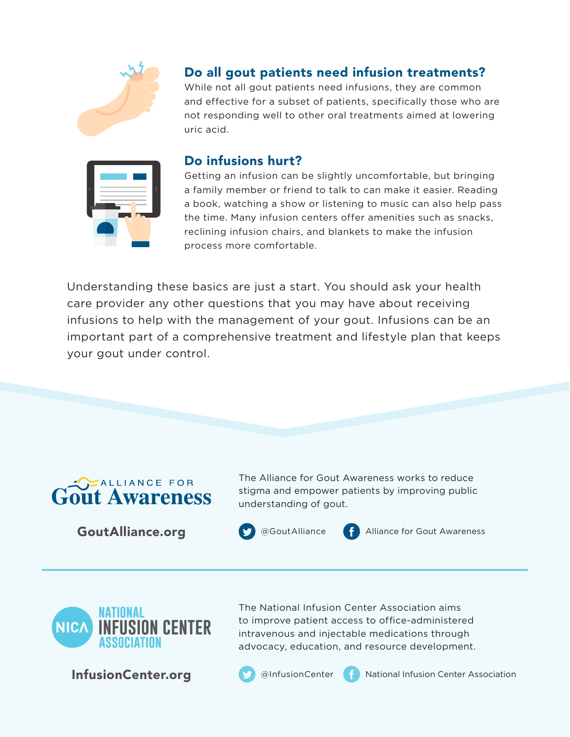### Do all gout patients need infusion treatments?

While not all gout patients need infusions, they are common and effective for a subset of patients, specifically those who are not responding well to other oral treatments aimed at lowering uric acid.

### Do infusions hurt?

Getting an infusion can be slightly uncomfortable, but bringing a family member or friend to talk to can make it easier. Reading a book, watching a show or listening to music can also help pass the time. Many infusion centers offer amenities such as snacks, reclining infusion chairs, and blankets to make the infusion process more comfortable.

Understanding these basics are just a start. You should ask your health care provider any other questions that you may have about receiving infusions to help with the management of your gout. Infusions can be an important part of a comprehensive treatment and lifestyle plan that keeps your gout under control.

---

**Alliance for Gout Awareness**

The Alliance for Gout Awareness works to reduce stigma and empower patients by improving public understanding of gout.

**GoutAlliance.org**

@GoutAlliance | Alliance for Gout Awareness

---

**NICA National Infusion Center Association**

The National Infusion Center Association aims to improve patient access to office-administered intravenous and injectable medications through advocacy, education, and resource development.

**InfusionCenter.org**

@InfusionCenter | National Infusion Center Association